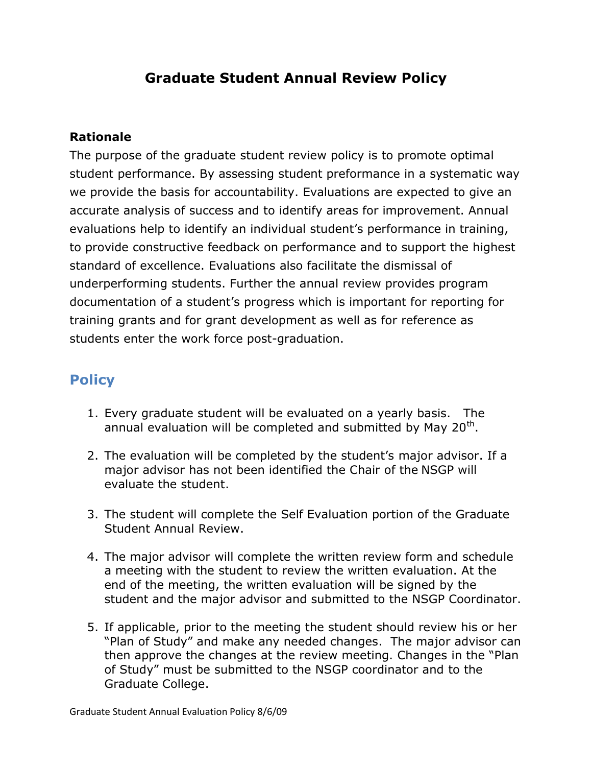# Graduate Student Annual Review Policy

**Rationale**

The purpose of the graduate student review policy is to promote optimal student performance. By assessing student preformance in a systematic way we provide the basis for accountability. Evaluations are expected to give an accurate analysis of success and to identify areas for improvement. Annual evaluations help to identify an individual student's performance in training, to provide constructive feedback on performance and to support the highest standard of excellence. Evaluations also facilitate the dismissal of underperforming students. Further the annual review provides program documentation of a student's progress which is important for reporting for training grants and for grant development as well as for reference as students enter the work force post-graduation.

## Policy

1. Every graduate student will be evaluated on a yearly basis. The annual evaluation will be completed and submitted by May 20th.

2. The evaluation will be completed by the student's major advisor. If a major advisor has not been identified the Chair of the NSGP will evaluate the student.

3. The student will complete the Self Evaluation portion of the Graduate Student Annual Review.

4. The major advisor will complete the written review form and schedule a meeting with the student to review the written evaluation. At the end of the meeting, the written evaluation will be signed by the student and the major advisor and submitted to the NSGP Coordinator.

5. If applicable, prior to the meeting the student should review his or her "Plan of Study" and make any needed changes. The major advisor can then approve the changes at the review meeting. Changes in the "Plan of Study" must be submitted to the NSGP coordinator and to the Graduate College.

Graduate Student Annual Evaluation Policy 8/6/09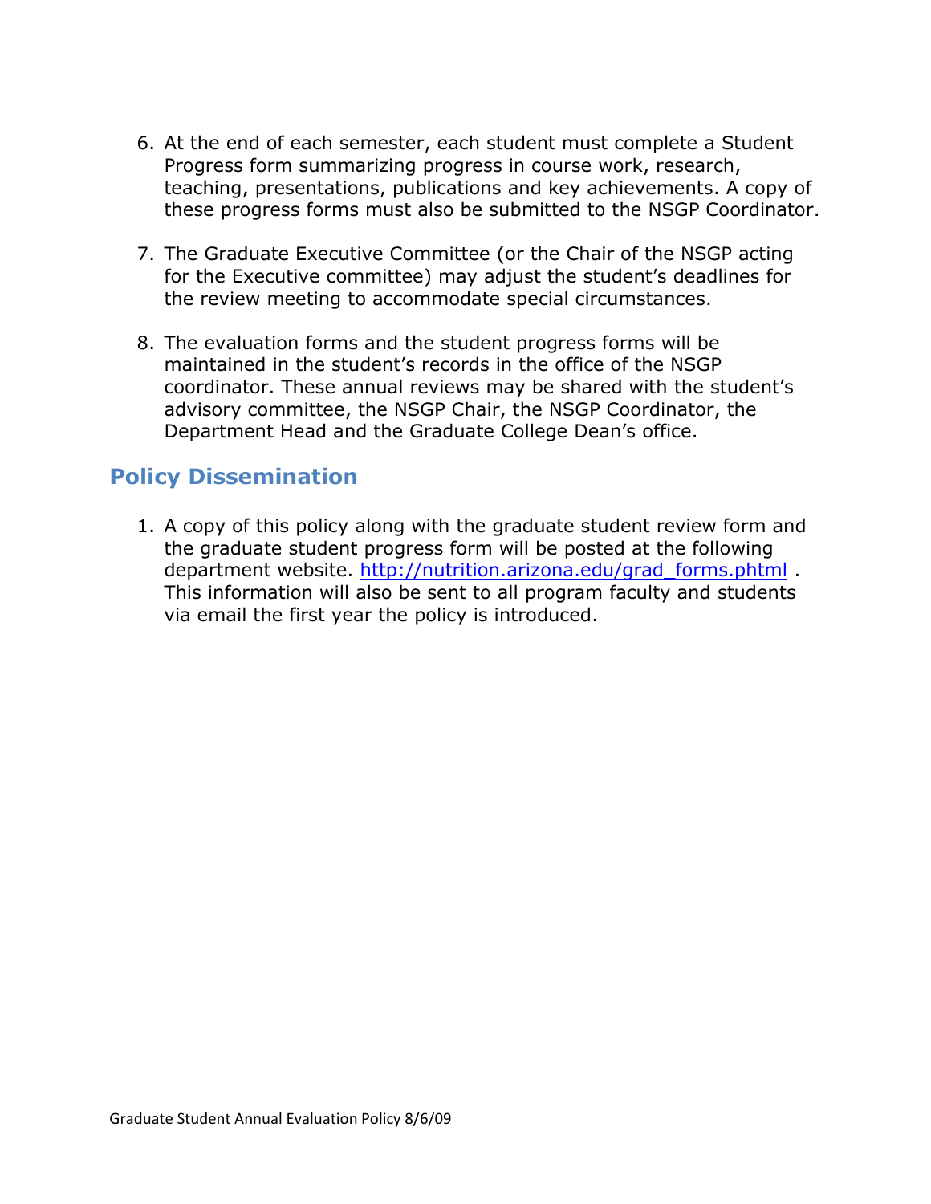6. At the end of each semester, each student must complete a Student Progress form summarizing progress in course work, research, teaching, presentations, publications and key achievements. A copy of these progress forms must also be submitted to the NSGP Coordinator.

7. The Graduate Executive Committee (or the Chair of the NSGP acting for the Executive committee) may adjust the student's deadlines for the review meeting to accommodate special circumstances.

8. The evaluation forms and the student progress forms will be maintained in the student's records in the office of the NSGP coordinator. These annual reviews may be shared with the student's advisory committee, the NSGP Chair, the NSGP Coordinator, the Department Head and the Graduate College Dean's office.

## Policy Dissemination

1. A copy of this policy along with the graduate student review form and the graduate student progress form will be posted at the following department website. http://nutrition.arizona.edu/grad_forms.phtml . This information will also be sent to all program faculty and students via email the first year the policy is introduced.